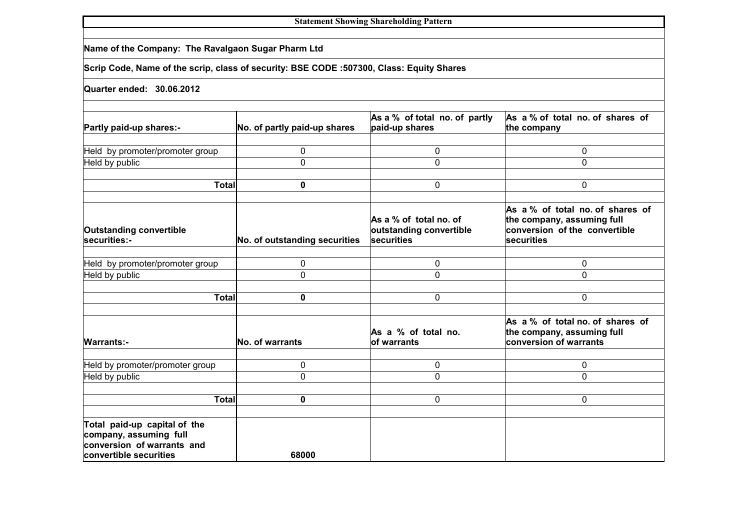## Statement Showing Shareholding Pattern

**Name of the Company: The Ravalgaon Sugar Pharm Ltd**

**Scrip Code, Name of the scrip, class of security: BSE CODE :507300, Class: Equity Shares**

**Quarter ended: 30.06.2012**

| **Partly paid-up shares:-** | **No. of partly paid-up shares** | **As a % of total no. of partly paid-up shares** | **As a % of total no. of shares of the company** |
|---|---|---|---|
| Held by promoter/promoter group | 0 | 0 | 0 |
| Held by public | 0 | 0 | 0 |
| **Total** | **0** | 0 | 0 |
| **Outstanding convertible securities:-** | **No. of outstanding securities** | **As a % of total no. of outstanding convertible securities** | **As a % of total no. of shares of the company, assuming full conversion of the convertible securities** |
| Held by promoter/promoter group | 0 | 0 | 0 |
| Held by public | 0 | 0 | 0 |
| **Total** | **0** | 0 | 0 |
| **Warrants:-** | **No. of warrants** | **As a % of total no. of warrants** | **As a % of total no. of shares of the company, assuming full conversion of warrants** |
| Held by promoter/promoter group | 0 | 0 | 0 |
| Held by public | 0 | 0 | 0 |
| **Total** | **0** | 0 | 0 |
| **Total paid-up capital of the company, assuming full conversion of warrants and convertible securities** | **68000** | | |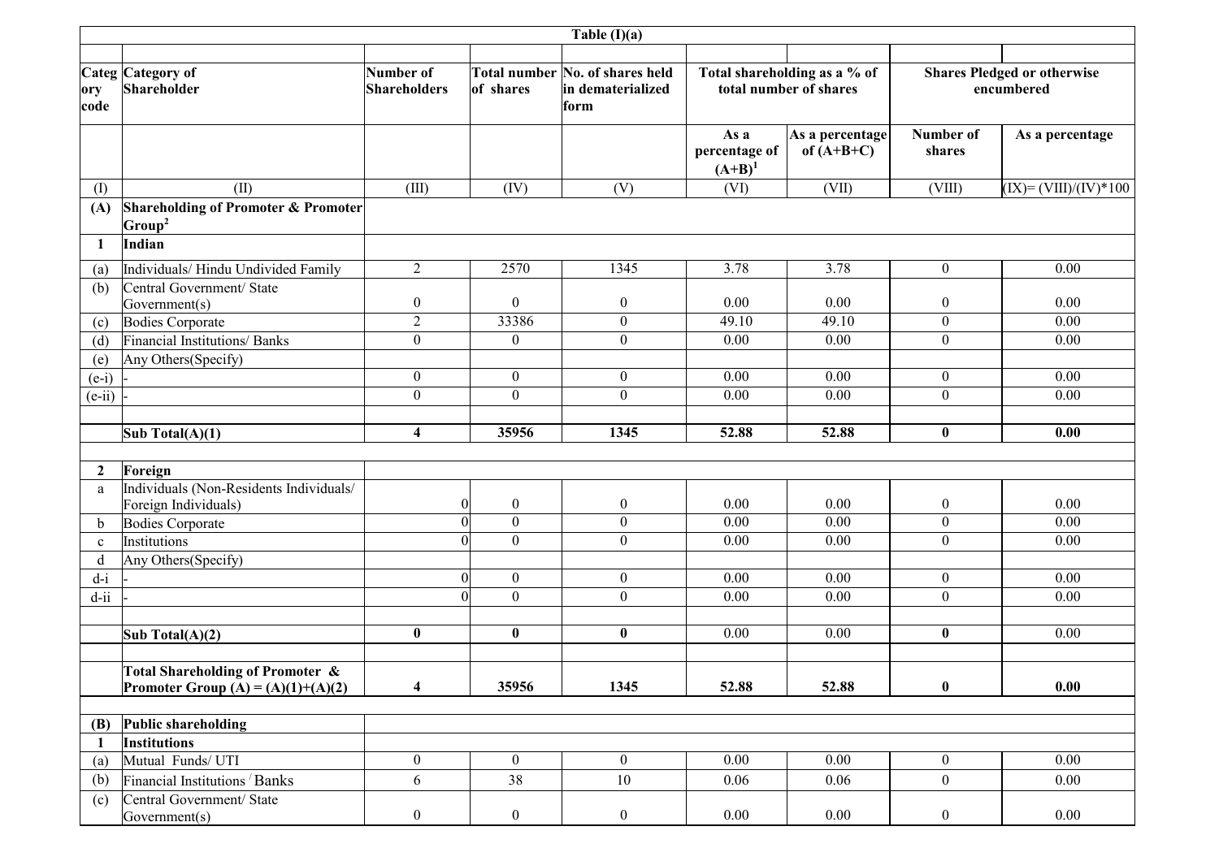Table (I)(a)

| Category code | Category of Shareholder | Number of Shareholders | Total number of shares | No. of shares held in dematerialized form | Total shareholding as a % of total number of shares | | Shares Pledged or otherwise encumbered | |
|---|---|---|---|---|---|---|---|---|
| | | | | | As a percentage of (A+B)[1] | As a percentage of (A+B+C) | Number of shares | As a percentage |
| (I) | (II) | (III) | (IV) | (V) | (VI) | (VII) | (VIII) | (IX)= (VIII)/(IV)*100 |
| **(A)** | **Shareholding of Promoter & Promoter Group[2]** | | | | | | | |
| **1** | **Indian** | | | | | | | |
| (a) | Individuals/ Hindu Undivided Family | 2 | 2570 | 1345 | 3.78 | 3.78 | 0 | 0.00 |
| (b) | Central Government/ State Government(s) | 0 | 0 | 0 | 0.00 | 0.00 | 0 | 0.00 |
| (c) | Bodies Corporate | 2 | 33386 | 0 | 49.10 | 49.10 | 0 | 0.00 |
| (d) | Financial Institutions/ Banks | 0 | 0 | 0 | 0.00 | 0.00 | 0 | 0.00 |
| (e) | Any Others(Specify) | | | | | | | |
| (e-i) | - | 0 | 0 | 0 | 0.00 | 0.00 | 0 | 0.00 |
| (e-ii) | - | 0 | 0 | 0 | 0.00 | 0.00 | 0 | 0.00 |
| | **Sub Total(A)(1)** | **4** | **35956** | **1345** | **52.88** | **52.88** | **0** | **0.00** |
| **2** | **Foreign** | | | | | | | |
| a | Individuals (Non-Residents Individuals/ Foreign Individuals) | 0 | 0 | 0 | 0.00 | 0.00 | 0 | 0.00 |
| b | Bodies Corporate | 0 | 0 | 0 | 0.00 | 0.00 | 0 | 0.00 |
| c | Institutions | 0 | 0 | 0 | 0.00 | 0.00 | 0 | 0.00 |
| d | Any Others(Specify) | | | | | | | |
| d-i | - | 0 | 0 | 0 | 0.00 | 0.00 | 0 | 0.00 |
| d-ii | - | 0 | 0 | 0 | 0.00 | 0.00 | 0 | 0.00 |
| | **Sub Total(A)(2)** | **0** | **0** | **0** | 0.00 | 0.00 | **0** | 0.00 |
| | **Total Shareholding of Promoter & Promoter Group (A) = (A)(1)+(A)(2)** | **4** | **35956** | **1345** | **52.88** | **52.88** | **0** | **0.00** |
| **(B)** | **Public shareholding** | | | | | | | |
| **1** | **Institutions** | | | | | | | |
| (a) | Mutual Funds/ UTI | 0 | 0 | 0 | 0.00 | 0.00 | 0 | 0.00 |
| (b) | Financial Institutions / Banks | 6 | 38 | 10 | 0.06 | 0.06 | 0 | 0.00 |
| (c) | Central Government/ State Government(s) | 0 | 0 | 0 | 0.00 | 0.00 | 0 | 0.00 |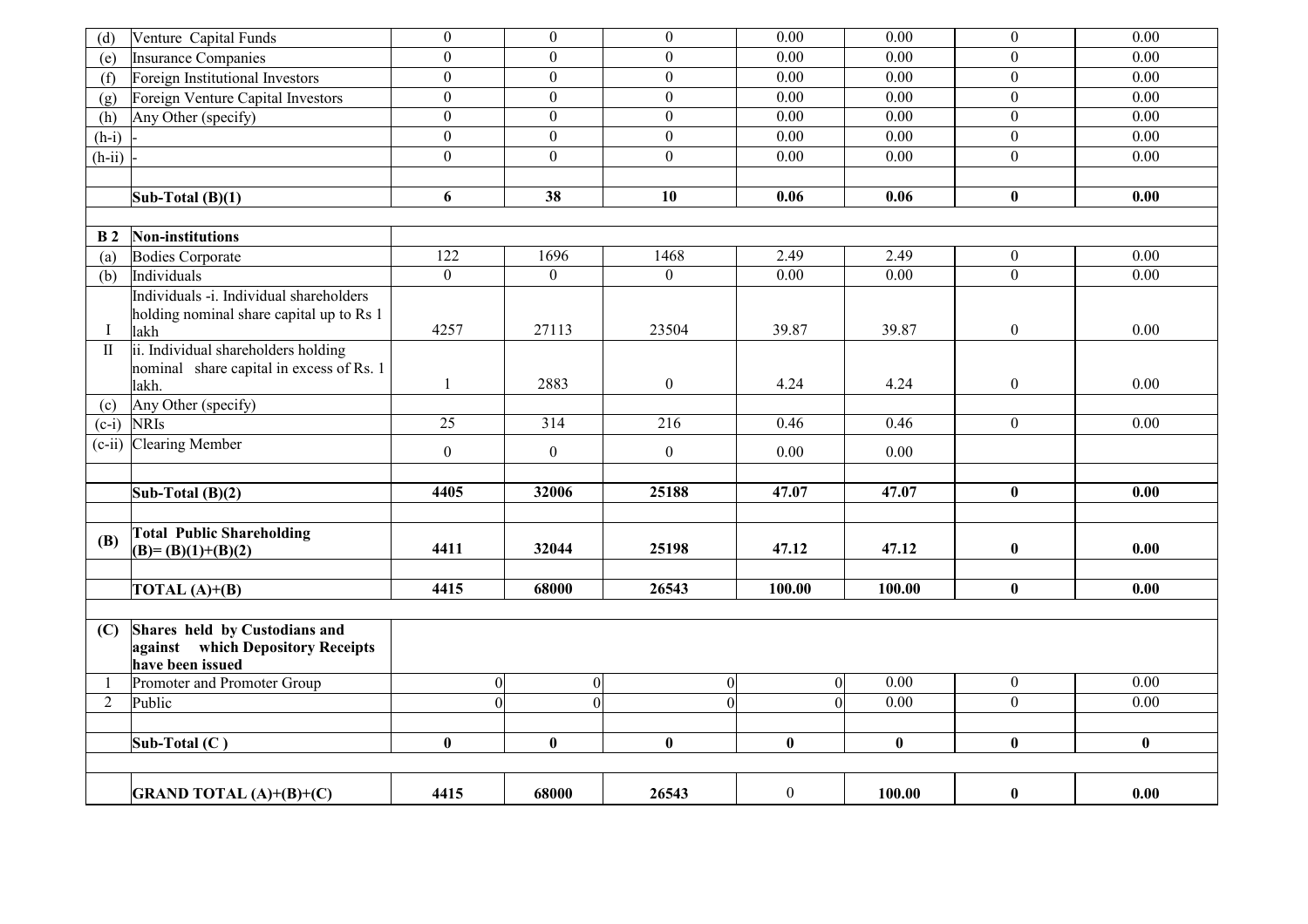| (d) | Venture Capital Funds | 0 | 0 | 0 | 0.00 | 0.00 | 0 | 0.00 |
|---|---|---|---|---|---|---|---|---|
| (e) | Insurance Companies | 0 | 0 | 0 | 0.00 | 0.00 | 0 | 0.00 |
| (f) | Foreign Institutional Investors | 0 | 0 | 0 | 0.00 | 0.00 | 0 | 0.00 |
| (g) | Foreign Venture Capital Investors | 0 | 0 | 0 | 0.00 | 0.00 | 0 | 0.00 |
| (h) | Any Other (specify) | 0 | 0 | 0 | 0.00 | 0.00 | 0 | 0.00 |
| (h-i) | - | 0 | 0 | 0 | 0.00 | 0.00 | 0 | 0.00 |
| (h-ii) | - | 0 | 0 | 0 | 0.00 | 0.00 | 0 | 0.00 |
| | | | | | | | | |
| | **Sub-Total (B)(1)** | **6** | **38** | **10** | **0.06** | **0.06** | **0** | **0.00** |
| | | | | | | | | |
| **B 2** | **Non-institutions** | | | | | | | |
| (a) | Bodies Corporate | 122 | 1696 | 1468 | 2.49 | 2.49 | 0 | 0.00 |
| (b) | Individuals | 0 | 0 | 0 | 0.00 | 0.00 | 0 | 0.00 |
| I | Individuals -i. Individual shareholders holding nominal share capital up to Rs 1 lakh | 4257 | 27113 | 23504 | 39.87 | 39.87 | 0 | 0.00 |
| II | ii. Individual shareholders holding nominal share capital in excess of Rs. 1 lakh. | 1 | 2883 | 0 | 4.24 | 4.24 | 0 | 0.00 |
| (c) | Any Other (specify) | | | | | | | |
| (c-i) | NRIs | 25 | 314 | 216 | 0.46 | 0.46 | 0 | 0.00 |
| (c-ii) | Clearing Member | 0 | 0 | 0 | 0.00 | 0.00 | | |
| | | | | | | | | |
| | **Sub-Total (B)(2)** | **4405** | **32006** | **25188** | **47.07** | **47.07** | **0** | **0.00** |
| | | | | | | | | |
| **(B)** | **Total Public Shareholding (B)= (B)(1)+(B)(2)** | **4411** | **32044** | **25198** | **47.12** | **47.12** | **0** | **0.00** |
| | | | | | | | | |
| | **TOTAL (A)+(B)** | **4415** | **68000** | **26543** | **100.00** | **100.00** | **0** | **0.00** |
| | | | | | | | | |
| **(C)** | **Shares held by Custodians and against which Depository Receipts have been issued** | | | | | | | |
| 1 | Promoter and Promoter Group | 0 | 0 | 0 | 0 | 0.00 | 0 | 0.00 |
| 2 | Public | 0 | 0 | 0 | 0 | 0.00 | 0 | 0.00 |
| | | | | | | | | |
| | **Sub-Total (C )** | **0** | **0** | **0** | **0** | **0** | **0** | **0** |
| | | | | | | | | |
| | **GRAND TOTAL (A)+(B)+(C)** | **4415** | **68000** | **26543** | 0 | **100.00** | **0** | **0.00** |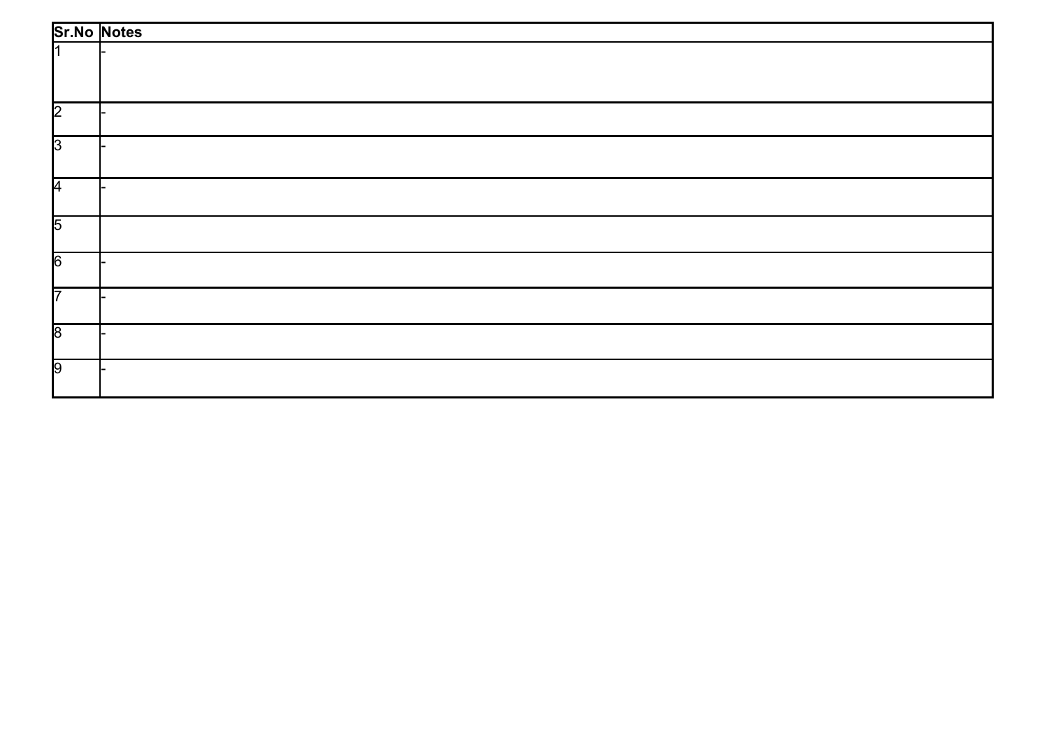| Sr.No | Notes |
|---|---|
| 1 | - |
| 2 | - |
| 3 | - |
| 4 | - |
| 5 | |
| 6 | - |
| 7 | - |
| 8 | - |
| 9 | - |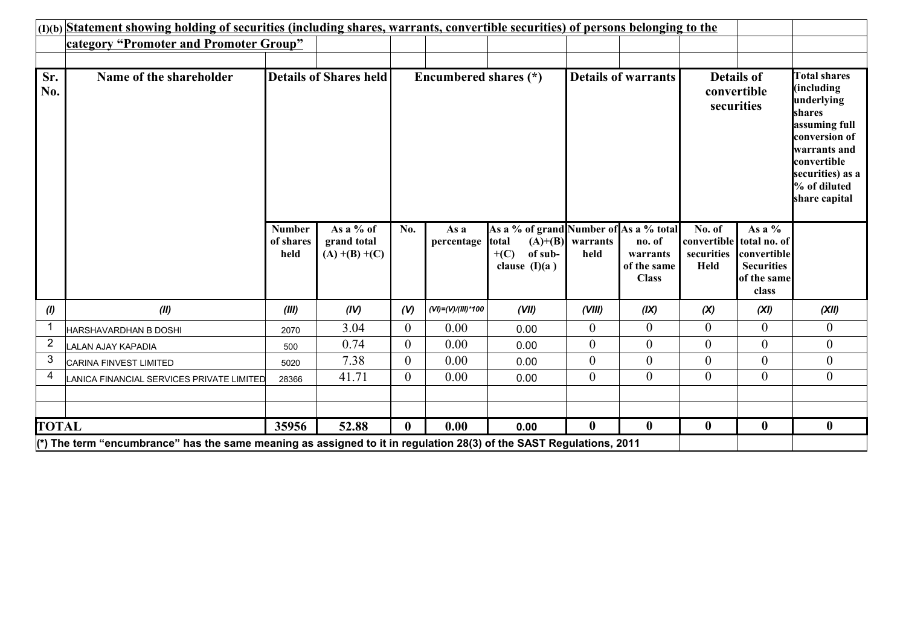**(I)(b) Statement showing holding of securities (including shares, warrants, convertible securities) of persons belonging to the category "Promoter and Promoter Group"**

| Sr. No. | Name of the shareholder | Details of Shares held | | Encumbered shares (*) | | | Details of warrants | | Details of convertible securities | | Total shares (including underlying shares assuming full conversion of warrants and convertible securities) as a % of diluted share capital |
|---|---|---|---|---|---|---|---|---|---|---|---|
| | | Number of shares held | As a % of grand total (A) +(B) +(C) | No. | As a percentage | As a % of grand total (A)+(B) +(C) of sub-clause (I)(a ) | Number of warrants held | As a % total no. of warrants of the same Class | No. of convertible securities Held | As a % total no. of convertible Securities of the same class | |
| *(I)* | *(II)* | *(III)* | *(IV)* | *(V)* | *(VI)=(V)/(III)*100* | *(VII)* | *(VIII)* | *(IX)* | *(X)* | *(XI)* | *(XII)* |
| 1 | HARSHAVARDHAN B DOSHI | 2070 | 3.04 | 0 | 0.00 | 0.00 | 0 | 0 | 0 | 0 | 0 |
| 2 | LALAN AJAY KAPADIA | 500 | 0.74 | 0 | 0.00 | 0.00 | 0 | 0 | 0 | 0 | 0 |
| 3 | CARINA FINVEST LIMITED | 5020 | 7.38 | 0 | 0.00 | 0.00 | 0 | 0 | 0 | 0 | 0 |
| 4 | LANICA FINANCIAL SERVICES PRIVATE LIMITED | 28366 | 41.71 | 0 | 0.00 | 0.00 | 0 | 0 | 0 | 0 | 0 |
| | | | | | | | | | | | |
| | | | | | | | | | | | |
| **TOTAL** | | **35956** | **52.88** | **0** | **0.00** | **0.00** | **0** | **0** | **0** | **0** | **0** |

**(*) The term "encumbrance" has the same meaning as assigned to it in regulation 28(3) of the SAST Regulations, 2011**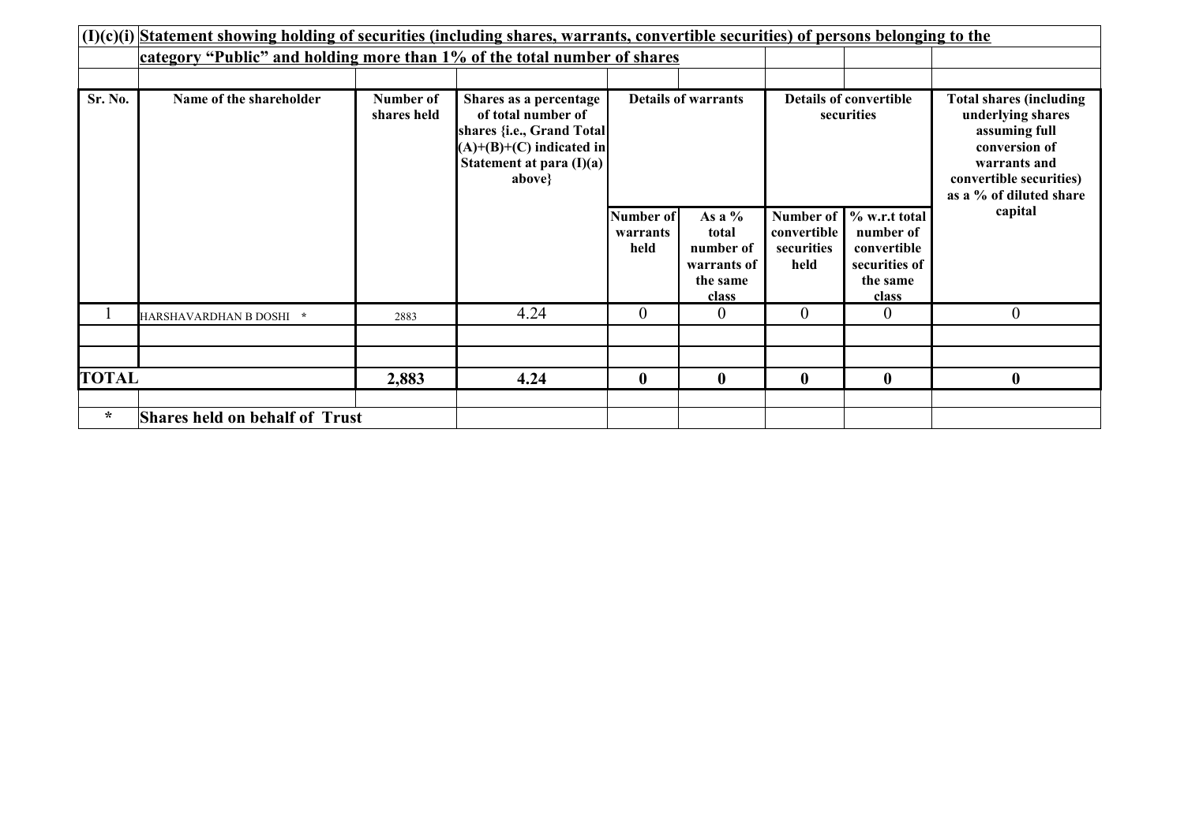## (I)(c)(i) Statement showing holding of securities (including shares, warrants, convertible securities) of persons belonging to the category "Public" and holding more than 1% of the total number of shares

| Sr. No. | Name of the shareholder | Number of shares held | Shares as a percentage of total number of shares {i.e., Grand Total (A)+(B)+(C) indicated in Statement at para (I)(a) above} | Details of warrants | | Details of convertible securities | | Total shares (including underlying shares assuming full conversion of warrants and convertible securities) as a % of diluted share capital |
|---|---|---|---|---|---|---|---|---|
| | | | | Number of warrants held | As a % total number of warrants of the same class | Number of convertible securities held | % w.r.t total number of convertible securities of the same class | |
| 1 | HARSHAVARDHAN B DOSHI * | 2883 | 4.24 | 0 | 0 | 0 | 0 | 0 |
| | | | | | | | | |
| | | | | | | | | |
| **TOTAL** | | **2,883** | **4.24** | **0** | **0** | **0** | **0** | **0** |

\* **Shares held on behalf of Trust**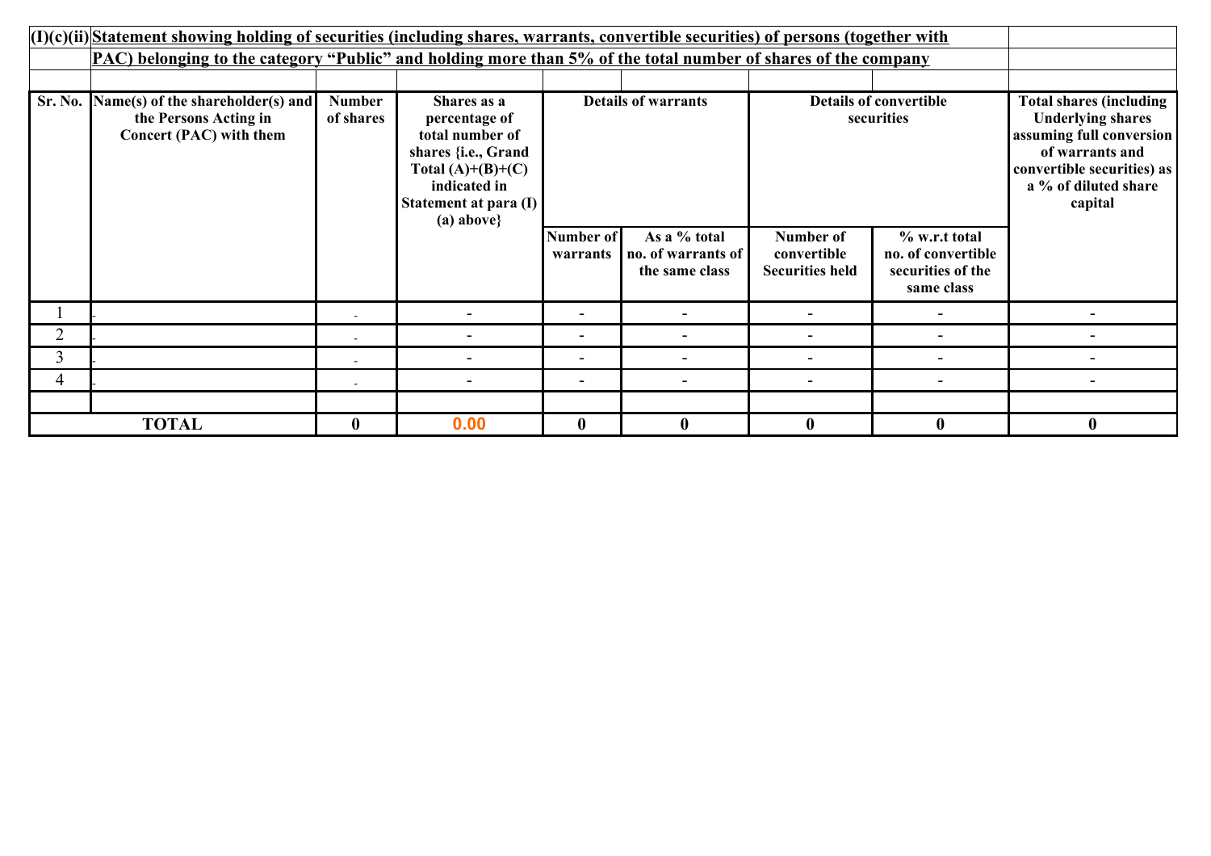**(I)(c)(ii) Statement showing holding of securities (including shares, warrants, convertible securities) of persons (together with PAC) belonging to the category "Public" and holding more than 5% of the total number of shares of the company**

| Sr. No. | Name(s) of the shareholder(s) and the Persons Acting in Concert (PAC) with them | Number of shares | Shares as a percentage of total number of shares {i.e., Grand Total (A)+(B)+(C) indicated in Statement at para (I)(a) above} | Details of warrants | | Details of convertible securities | | Total shares (including Underlying shares assuming full conversion of warrants and convertible securities) as a % of diluted share capital |
|---|---|---|---|---|---|---|---|---|
| | | | | Number of warrants | As a % total no. of warrants of the same class | Number of convertible Securities held | % w.r.t total no. of convertible securities of the same class | |
| 1 | - | - | - | - | - | - | - | - |
| 2 | - | - | - | - | - | - | - | - |
| 3 | - | - | - | - | - | - | - | - |
| 4 | - | - | - | - | - | - | - | - |
| | | | | | | | | |
| **TOTAL** | | **0** | **0.00** | **0** | **0** | **0** | **0** | **0** |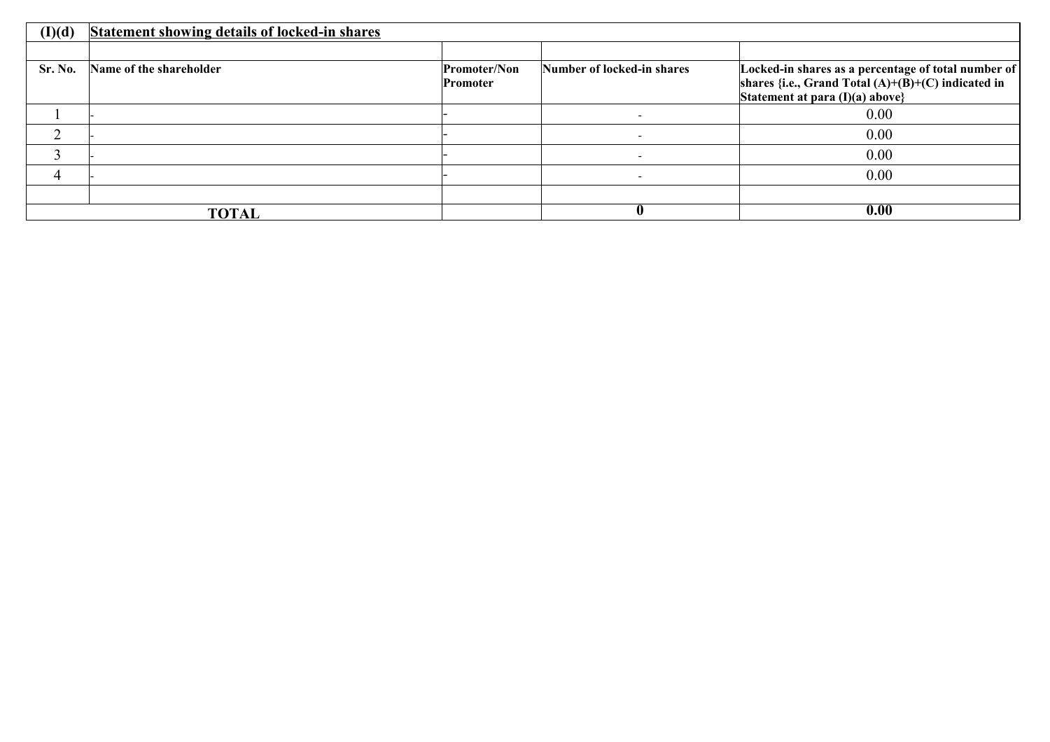| (I)(d) | Statement showing details of locked-in shares | | | |
|---|---|---|---|---|
| | | | | |
| Sr. No. | Name of the shareholder | Promoter/Non Promoter | Number of locked-in shares | Locked-in shares as a percentage of total number of shares {i.e., Grand Total (A)+(B)+(C) indicated in Statement at para (I)(a) above} |
| 1 | - | - | - | 0.00 |
| 2 | - | - | - | 0.00 |
| 3 | - | - | - | 0.00 |
| 4 | - | - | - | 0.00 |
| | | | | |
| **TOTAL** | | | **0** | **0.00** |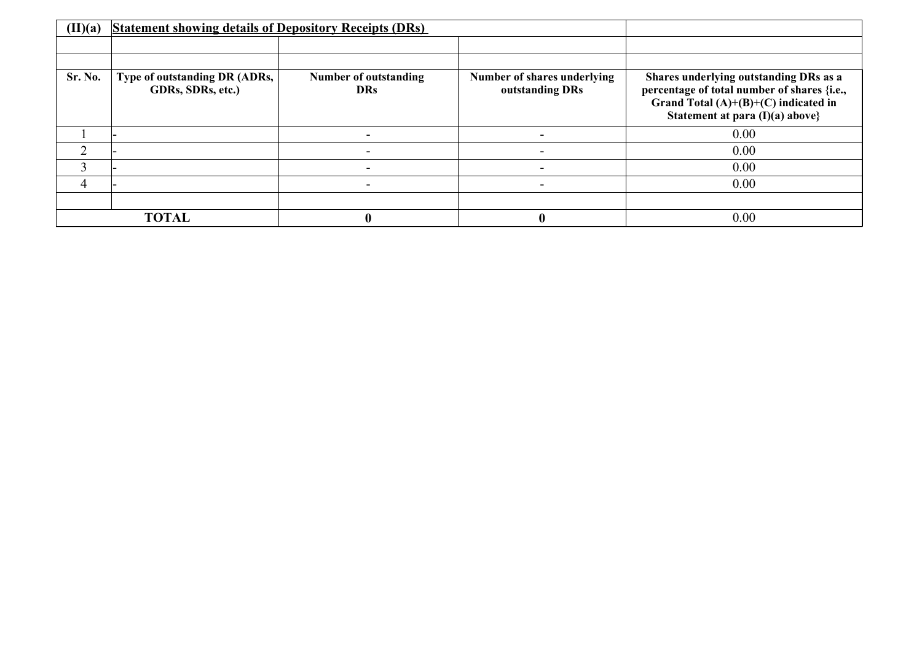| (II)(a) | Statement showing details of Depository Receipts (DRs) | | | |
|---|---|---|---|---|
| | | | | |
| | | | | |
| **Sr. No.** | **Type of outstanding DR (ADRs, GDRs, SDRs, etc.)** | **Number of outstanding DRs** | **Number of shares underlying outstanding DRs** | **Shares underlying outstanding DRs as a percentage of total number of shares {i.e., Grand Total (A)+(B)+(C) indicated in Statement at para (I)(a) above}** |
| 1 | - | - | - | 0.00 |
| 2 | - | - | - | 0.00 |
| 3 | - | - | - | 0.00 |
| 4 | - | - | - | 0.00 |
| | | | | |
| **TOTAL** | | **0** | **0** | 0.00 |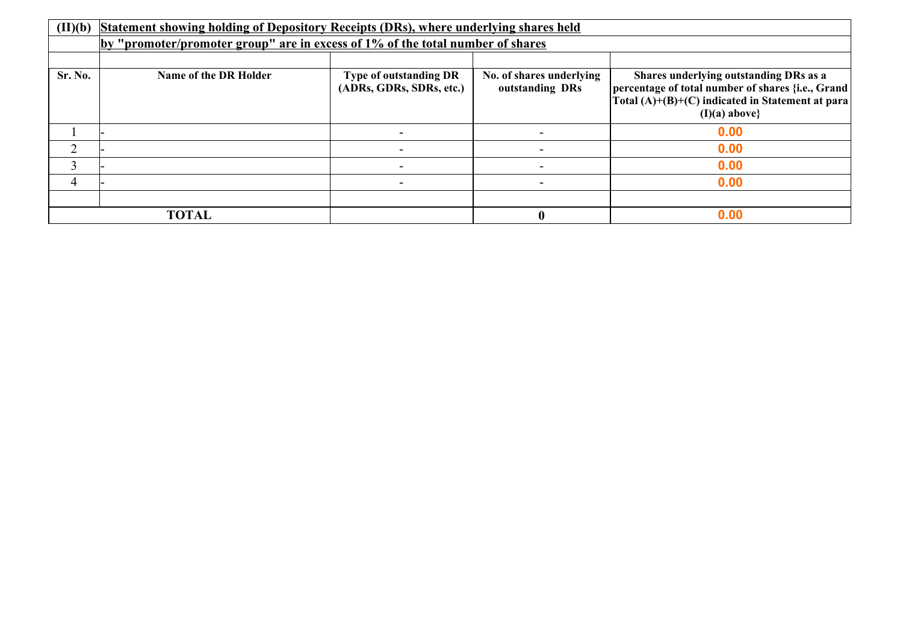**(II)(b)** **Statement showing holding of Depository Receipts (DRs), where underlying shares held by "promoter/promoter group" are in excess of 1% of the total number of shares**

| Sr. No. | Name of the DR Holder | Type of outstanding DR (ADRs, GDRs, SDRs, etc.) | No. of shares underlying outstanding DRs | Shares underlying outstanding DRs as a percentage of total number of shares {i.e., Grand Total (A)+(B)+(C) indicated in Statement at para (I)(a) above} |
|---|---|---|---|---|
| 1 | - | - | - | 0.00 |
| 2 | - | - | - | 0.00 |
| 3 | - | - | - | 0.00 |
| 4 | - | - | - | 0.00 |
| | | | | |
| **TOTAL** | | | **0** | **0.00** |